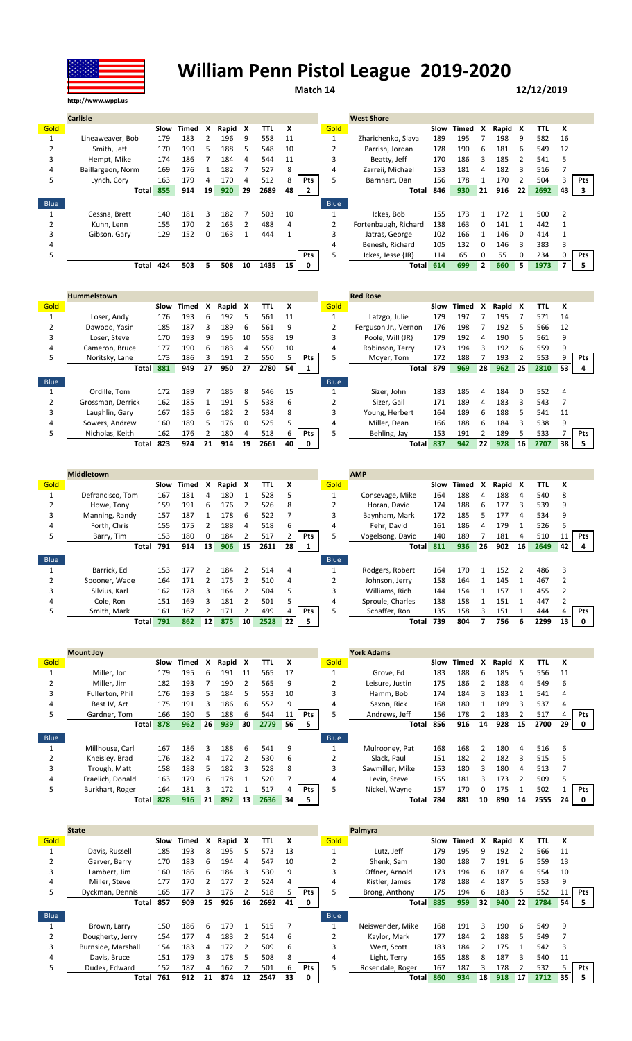# William Penn Pistol League 2019-2020

http://www.wppl.us

**Match 14** — 12/12/2019

## Carlisle vs. West Shore

| Carlisle | | Slow | Timed | X | Rapid | X | TTL | X | | West Shore | | Slow | Timed | X | Rapid | X | TTL | X | |
|---|---|---|---|---|---|---|---|---|---|---|---|---|---|---|---|---|---|---|---|
| Gold | | | | | | | | | | Gold | | | | | | | | | |
| 1 | Lineaweaver, Bob | 179 | 183 | 2 | 196 | 9 | 558 | 11 | | 1 | Zharichenko, Slava | 189 | 195 | 7 | 198 | 9 | 582 | 16 | |
| 2 | Smith, Jeff | 170 | 190 | 5 | 188 | 5 | 548 | 10 | | 2 | Parrish, Jordan | 178 | 190 | 6 | 181 | 6 | 549 | 12 | |
| 3 | Hempt, Mike | 174 | 186 | 7 | 184 | 4 | 544 | 11 | | 3 | Beatty, Jeff | 170 | 186 | 3 | 185 | 2 | 541 | 5 | |
| 4 | Baillargeon, Norm | 169 | 176 | 1 | 182 | 7 | 527 | 8 | | 4 | Zarreii, Michael | 153 | 181 | 4 | 182 | 3 | 516 | 7 | |
| 5 | Lynch, Cory | 163 | 179 | 4 | 170 | 4 | 512 | 8 | Pts | 5 | Barnhart, Dan | 156 | 178 | 1 | 170 | 2 | 504 | 3 | Pts |
| | Total | 855 | 914 | 19 | 920 | 29 | 2689 | 48 | 2 | | Total | 846 | 930 | 21 | 916 | 22 | 2692 | 43 | 3 |
| Blue | | | | | | | | | | Blue | | | | | | | | | |
| 1 | Cessna, Brett | 140 | 181 | 3 | 182 | 7 | 503 | 10 | | 1 | Ickes, Bob | 155 | 173 | 1 | 172 | 1 | 500 | 2 | |
| 2 | Kuhn, Lenn | 155 | 170 | 2 | 163 | 2 | 488 | 4 | | 2 | Fortenbaugh, Richard | 138 | 163 | 0 | 141 | 1 | 442 | 1 | |
| 3 | Gibson, Gary | 129 | 152 | 0 | 163 | 1 | 444 | 1 | | 3 | Jatras, George | 102 | 166 | 1 | 146 | 0 | 414 | 1 | |
| 4 | | | | | | | | | | 4 | Benesh, Richard | 105 | 132 | 0 | 146 | 3 | 383 | 3 | |
| 5 | | | | | | | | | Pts | 5 | Ickes, Jesse {JR} | 114 | 65 | 0 | 55 | 0 | 234 | 0 | Pts |
| | Total | 424 | 503 | 5 | 508 | 10 | 1435 | 15 | 0 | | Total | 614 | 699 | 2 | 660 | 5 | 1973 | 7 | 5 |

## Hummelstown vs. Red Rose

| Hummelstown | | Slow | Timed | X | Rapid | X | TTL | X | | Red Rose | | Slow | Timed | X | Rapid | X | TTL | X | |
|---|---|---|---|---|---|---|---|---|---|---|---|---|---|---|---|---|---|---|---|
| Gold | | | | | | | | | | Gold | | | | | | | | | |
| 1 | Loser, Andy | 176 | 193 | 6 | 192 | 5 | 561 | 11 | | 1 | Latzgo, Julie | 179 | 197 | 7 | 195 | 7 | 571 | 14 | |
| 2 | Dawood, Yasin | 185 | 187 | 3 | 189 | 6 | 561 | 9 | | 2 | Ferguson Jr., Vernon | 176 | 198 | 7 | 192 | 5 | 566 | 12 | |
| 3 | Loser, Steve | 170 | 193 | 9 | 195 | 10 | 558 | 19 | | 3 | Poole, Will {JR} | 179 | 192 | 4 | 190 | 5 | 561 | 9 | |
| 4 | Cameron, Bruce | 177 | 190 | 6 | 183 | 4 | 550 | 10 | | 4 | Robinson, Terry | 173 | 194 | 3 | 192 | 6 | 559 | 9 | |
| 5 | Noritsky, Lane | 173 | 186 | 3 | 191 | 2 | 550 | 5 | Pts | 5 | Moyer, Tom | 172 | 188 | 7 | 193 | 2 | 553 | 9 | Pts |
| | Total | 881 | 949 | 27 | 950 | 27 | 2780 | 54 | 1 | | Total | 879 | 969 | 28 | 962 | 25 | 2810 | 53 | 4 |
| Blue | | | | | | | | | | Blue | | | | | | | | | |
| 1 | Ordille, Tom | 172 | 189 | 7 | 185 | 8 | 546 | 15 | | 1 | Sizer, John | 183 | 185 | 4 | 184 | 0 | 552 | 4 | |
| 2 | Grossman, Derrick | 162 | 185 | 1 | 191 | 5 | 538 | 6 | | 2 | Sizer, Gail | 171 | 189 | 4 | 183 | 3 | 543 | 7 | |
| 3 | Laughlin, Gary | 167 | 185 | 6 | 182 | 2 | 534 | 8 | | 3 | Young, Herbert | 164 | 189 | 6 | 188 | 5 | 541 | 11 | |
| 4 | Sowers, Andrew | 160 | 189 | 5 | 176 | 0 | 525 | 5 | | 4 | Miller, Dean | 166 | 188 | 6 | 184 | 3 | 538 | 9 | |
| 5 | Nicholas, Keith | 162 | 176 | 2 | 180 | 4 | 518 | 6 | Pts | 5 | Behling, Jay | 153 | 191 | 2 | 189 | 5 | 533 | 7 | Pts |
| | Total | 823 | 924 | 21 | 914 | 19 | 2661 | 40 | 0 | | Total | 837 | 942 | 22 | 928 | 16 | 2707 | 38 | 5 |

## Middletown vs. AMP

| Middletown | | Slow | Timed | X | Rapid | X | TTL | X | | AMP | | Slow | Timed | X | Rapid | X | TTL | X | |
|---|---|---|---|---|---|---|---|---|---|---|---|---|---|---|---|---|---|---|---|
| Gold | | | | | | | | | | Gold | | | | | | | | | |
| 1 | Defrancisco, Tom | 167 | 181 | 4 | 180 | 1 | 528 | 5 | | 1 | Consevage, Mike | 164 | 188 | 4 | 188 | 4 | 540 | 8 | |
| 2 | Howe, Tony | 159 | 191 | 6 | 176 | 2 | 526 | 8 | | 2 | Horan, David | 174 | 188 | 6 | 177 | 3 | 539 | 9 | |
| 3 | Manning, Randy | 157 | 187 | 1 | 178 | 6 | 522 | 7 | | 3 | Baynham, Mark | 172 | 185 | 5 | 177 | 4 | 534 | 9 | |
| 4 | Forth, Chris | 155 | 175 | 2 | 188 | 4 | 518 | 6 | | 4 | Fehr, David | 161 | 186 | 4 | 179 | 1 | 526 | 5 | |
| 5 | Barry, Tim | 153 | 180 | 0 | 184 | 2 | 517 | 2 | Pts | 5 | Vogelsong, David | 140 | 189 | 7 | 181 | 4 | 510 | 11 | Pts |
| | Total | 791 | 914 | 13 | 906 | 15 | 2611 | 28 | 1 | | Total | 811 | 936 | 26 | 902 | 16 | 2649 | 42 | 4 |
| Blue | | | | | | | | | | Blue | | | | | | | | | |
| 1 | Barrick, Ed | 153 | 177 | 2 | 184 | 2 | 514 | 4 | | 1 | Rodgers, Robert | 164 | 170 | 1 | 152 | 2 | 486 | 3 | |
| 2 | Spooner, Wade | 164 | 171 | 2 | 175 | 2 | 510 | 4 | | 2 | Johnson, Jerry | 158 | 164 | 1 | 145 | 1 | 467 | 2 | |
| 3 | Silvius, Karl | 162 | 178 | 3 | 164 | 2 | 504 | 5 | | 3 | Williams, Rich | 144 | 154 | 1 | 157 | 1 | 455 | 2 | |
| 4 | Cole, Ron | 151 | 169 | 3 | 181 | 2 | 501 | 5 | | 4 | Sproule, Charles | 138 | 158 | 1 | 151 | 1 | 447 | 2 | |
| 5 | Smith, Mark | 161 | 167 | 2 | 171 | 2 | 499 | 4 | Pts | 5 | Schaffer, Ron | 135 | 158 | 3 | 151 | 1 | 444 | 4 | Pts |
| | Total | 791 | 862 | 12 | 875 | 10 | 2528 | 22 | 5 | | Total | 739 | 804 | 7 | 756 | 6 | 2299 | 13 | 0 |

## Mount Joy vs. York Adams

| Mount Joy | | Slow | Timed | X | Rapid | X | TTL | X | | York Adams | | Slow | Timed | X | Rapid | X | TTL | X | |
|---|---|---|---|---|---|---|---|---|---|---|---|---|---|---|---|---|---|---|---|
| Gold | | | | | | | | | | Gold | | | | | | | | | |
| 1 | Miller, Jon | 179 | 195 | 6 | 191 | 11 | 565 | 17 | | 1 | Grove, Ed | 183 | 188 | 6 | 185 | 5 | 556 | 11 | |
| 2 | Miller, Jim | 182 | 193 | 7 | 190 | 2 | 565 | 9 | | 2 | Leisure, Justin | 175 | 186 | 2 | 188 | 4 | 549 | 6 | |
| 3 | Fullerton, Phil | 176 | 193 | 5 | 184 | 5 | 553 | 10 | | 3 | Hamm, Bob | 174 | 184 | 3 | 183 | 1 | 541 | 4 | |
| 4 | Best IV, Art | 175 | 191 | 3 | 186 | 6 | 552 | 9 | | 4 | Saxon, Rick | 168 | 180 | 1 | 189 | 3 | 537 | 4 | |
| 5 | Gardner, Tom | 166 | 190 | 5 | 188 | 6 | 544 | 11 | Pts | 5 | Andrews, Jeff | 156 | 178 | 2 | 183 | 2 | 517 | 4 | Pts |
| | Total | 878 | 962 | 26 | 939 | 30 | 2779 | 56 | 5 | | Total | 856 | 916 | 14 | 928 | 15 | 2700 | 29 | 0 |
| Blue | | | | | | | | | | Blue | | | | | | | | | |
| 1 | Millhouse, Carl | 167 | 186 | 3 | 188 | 6 | 541 | 9 | | 1 | Mulrooney, Pat | 168 | 168 | 2 | 180 | 4 | 516 | 6 | |
| 2 | Kneisley, Brad | 176 | 182 | 4 | 172 | 2 | 530 | 6 | | 2 | Slack, Paul | 151 | 182 | 2 | 182 | 3 | 515 | 5 | |
| 3 | Trough, Matt | 158 | 188 | 5 | 182 | 3 | 528 | 8 | | 3 | Sawmiller, Mike | 153 | 180 | 3 | 180 | 4 | 513 | 7 | |
| 4 | Fraelich, Donald | 163 | 179 | 6 | 178 | 1 | 520 | 7 | | 4 | Levin, Steve | 155 | 181 | 3 | 173 | 2 | 509 | 5 | |
| 5 | Burkhart, Roger | 164 | 181 | 3 | 172 | 1 | 517 | 4 | Pts | 5 | Nickel, Wayne | 157 | 170 | 0 | 175 | 1 | 502 | 1 | Pts |
| | Total | 828 | 916 | 21 | 892 | 13 | 2636 | 34 | 5 | | Total | 784 | 881 | 10 | 890 | 14 | 2555 | 24 | 0 |

## State vs. Palmyra

| State | | Slow | Timed | X | Rapid | X | TTL | X | | Palmyra | | Slow | Timed | X | Rapid | X | TTL | X | |
|---|---|---|---|---|---|---|---|---|---|---|---|---|---|---|---|---|---|---|---|
| Gold | | | | | | | | | | Gold | | | | | | | | | |
| 1 | Davis, Russell | 185 | 193 | 8 | 195 | 5 | 573 | 13 | | 1 | Lutz, Jeff | 179 | 195 | 9 | 192 | 2 | 566 | 11 | |
| 2 | Garver, Barry | 170 | 183 | 6 | 194 | 4 | 547 | 10 | | 2 | Shenk, Sam | 180 | 188 | 7 | 191 | 6 | 559 | 13 | |
| 3 | Lambert, Jim | 160 | 186 | 6 | 184 | 3 | 530 | 9 | | 3 | Offner, Arnold | 173 | 194 | 6 | 187 | 4 | 554 | 10 | |
| 4 | Miller, Steve | 177 | 170 | 2 | 177 | 2 | 524 | 4 | | 4 | Kistler, James | 178 | 188 | 4 | 187 | 5 | 553 | 9 | |
| 5 | Dyckman, Dennis | 165 | 177 | 3 | 176 | 2 | 518 | 5 | Pts | 5 | Brong, Anthony | 175 | 194 | 6 | 183 | 5 | 552 | 11 | Pts |
| | Total | 857 | 909 | 25 | 926 | 16 | 2692 | 41 | 0 | | Total | 885 | 959 | 32 | 940 | 22 | 2784 | 54 | 5 |
| Blue | | | | | | | | | | Blue | | | | | | | | | |
| 1 | Brown, Larry | 150 | 186 | 6 | 179 | 1 | 515 | 7 | | 1 | Neiswender, Mike | 168 | 191 | 3 | 190 | 6 | 549 | 9 | |
| 2 | Dougherty, Jerry | 154 | 177 | 4 | 183 | 2 | 514 | 6 | | 2 | Kaylor, Mark | 177 | 184 | 2 | 188 | 5 | 549 | 7 | |
| 3 | Burnside, Marshall | 154 | 183 | 4 | 172 | 2 | 509 | 6 | | 3 | Wert, Scott | 183 | 184 | 2 | 175 | 1 | 542 | 3 | |
| 4 | Davis, Bruce | 151 | 179 | 3 | 178 | 5 | 508 | 8 | | 4 | Light, Terry | 165 | 188 | 8 | 187 | 3 | 540 | 11 | |
| 5 | Dudek, Edward | 152 | 187 | 4 | 162 | 2 | 501 | 6 | Pts | 5 | Rosendale, Roger | 167 | 187 | 3 | 178 | 2 | 532 | 5 | Pts |
| | Total | 761 | 912 | 21 | 874 | 12 | 2547 | 33 | 0 | | Total | 860 | 934 | 18 | 918 | 17 | 2712 | 35 | 5 |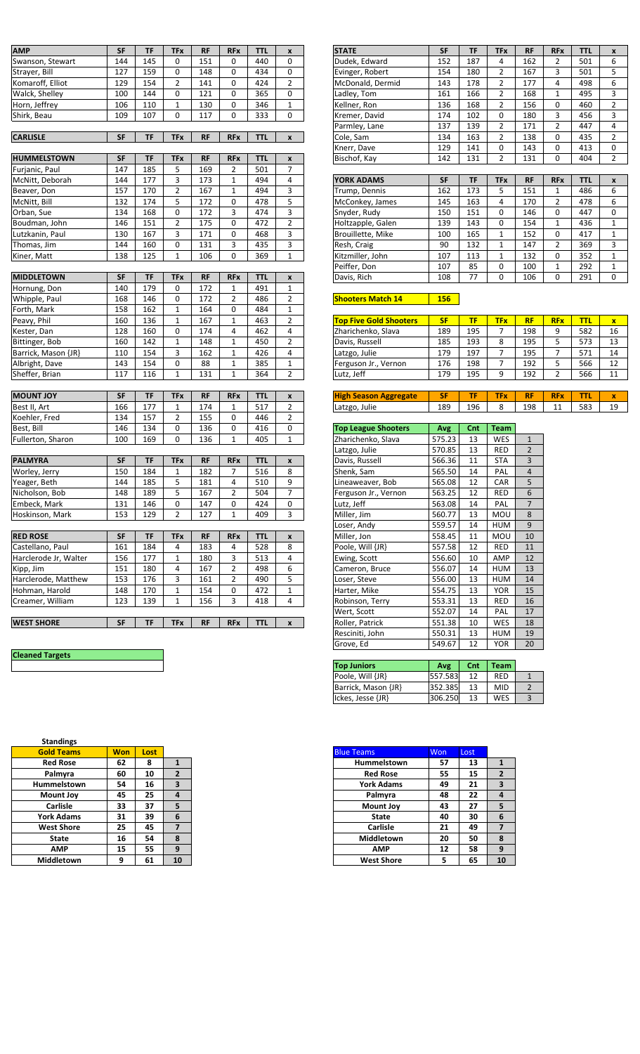| AMP | SF | TF | TFx | RF | RFx | TTL | x |
|---|---|---|---|---|---|---|---|
| Swanson, Stewart | 144 | 145 | 0 | 151 | 0 | 440 | 0 |
| Strayer, Bill | 127 | 159 | 0 | 148 | 0 | 434 | 0 |
| Komaroff, Elliot | 129 | 154 | 2 | 141 | 0 | 424 | 2 |
| Walck, Shelley | 100 | 144 | 0 | 121 | 0 | 365 | 0 |
| Horn, Jeffrey | 106 | 110 | 1 | 130 | 0 | 346 | 1 |
| Shirk, Beau | 109 | 107 | 0 | 117 | 0 | 333 | 0 |

| CARLISLE | SF | TF | TFx | RF | RFx | TTL | x |
|---|---|---|---|---|---|---|---|

| HUMMELSTOWN | SF | TF | TFx | RF | RFx | TTL | x |
|---|---|---|---|---|---|---|---|
| Furjanic, Paul | 147 | 185 | 5 | 169 | 2 | 501 | 7 |
| McNitt, Deborah | 144 | 177 | 3 | 173 | 1 | 494 | 4 |
| Beaver, Don | 157 | 170 | 2 | 167 | 1 | 494 | 3 |
| McNitt, Bill | 132 | 174 | 5 | 172 | 0 | 478 | 5 |
| Orban, Sue | 134 | 168 | 0 | 172 | 3 | 474 | 3 |
| Boudman, John | 146 | 151 | 2 | 175 | 0 | 472 | 2 |
| Lutzkanin, Paul | 130 | 167 | 3 | 171 | 0 | 468 | 3 |
| Thomas, Jim | 144 | 160 | 0 | 131 | 3 | 435 | 3 |
| Kiner, Matt | 138 | 125 | 1 | 106 | 0 | 369 | 1 |

| MIDDLETOWN | SF | TF | TFx | RF | RFx | TTL | x |
|---|---|---|---|---|---|---|---|
| Hornung, Don | 140 | 179 | 0 | 172 | 1 | 491 | 1 |
| Whipple, Paul | 168 | 146 | 0 | 172 | 2 | 486 | 2 |
| Forth, Mark | 158 | 162 | 1 | 164 | 0 | 484 | 1 |
| Peavy, Phil | 160 | 136 | 1 | 167 | 1 | 463 | 2 |
| Kester, Dan | 128 | 160 | 0 | 174 | 4 | 462 | 4 |
| Bittinger, Bob | 160 | 142 | 1 | 148 | 1 | 450 | 2 |
| Barrick, Mason {JR} | 110 | 154 | 3 | 162 | 1 | 426 | 4 |
| Albright, Dave | 143 | 154 | 0 | 88 | 1 | 385 | 1 |
| Sheffer, Brian | 117 | 116 | 1 | 131 | 1 | 364 | 2 |

| MOUNT JOY | SF | TF | TFx | RF | RFx | TTL | x |
|---|---|---|---|---|---|---|---|
| Best II, Art | 166 | 177 | 1 | 174 | 1 | 517 | 2 |
| Koehler, Fred | 134 | 157 | 2 | 155 | 0 | 446 | 2 |
| Best, Bill | 146 | 134 | 0 | 136 | 0 | 416 | 0 |
| Fullerton, Sharon | 100 | 169 | 0 | 136 | 1 | 405 | 1 |

| PALMYRA | SF | TF | TFx | RF | RFx | TTL | x |
|---|---|---|---|---|---|---|---|
| Worley, Jerry | 150 | 184 | 1 | 182 | 7 | 516 | 8 |
| Yeager, Beth | 144 | 185 | 5 | 181 | 4 | 510 | 9 |
| Nicholson, Bob | 148 | 189 | 5 | 167 | 2 | 504 | 7 |
| Embeck, Mark | 131 | 146 | 0 | 147 | 0 | 424 | 0 |
| Hoskinson, Mark | 153 | 129 | 2 | 127 | 1 | 409 | 3 |

| RED ROSE | SF | TF | TFx | RF | RFx | TTL | x |
|---|---|---|---|---|---|---|---|
| Castellano, Paul | 161 | 184 | 4 | 183 | 4 | 528 | 8 |
| Harclerode Jr, Walter | 156 | 177 | 1 | 180 | 3 | 513 | 4 |
| Kipp, Jim | 151 | 180 | 4 | 167 | 2 | 498 | 6 |
| Harclerode, Matthew | 153 | 176 | 3 | 161 | 2 | 490 | 5 |
| Hohman, Harold | 148 | 170 | 1 | 154 | 0 | 472 | 1 |
| Creamer, William | 123 | 139 | 1 | 156 | 3 | 418 | 4 |

| WEST SHORE | SF | TF | TFx | RF | RFx | TTL | x |
|---|---|---|---|---|---|---|---|

**Cleaned Targets**

| STATE | SF | TF | TFx | RF | RFx | TTL | x |
|---|---|---|---|---|---|---|---|
| Dudek, Edward | 152 | 187 | 4 | 162 | 2 | 501 | 6 |
| Evinger, Robert | 154 | 180 | 2 | 167 | 3 | 501 | 5 |
| McDonald, Dermid | 143 | 178 | 2 | 177 | 4 | 498 | 6 |
| Ladley, Tom | 161 | 166 | 2 | 168 | 1 | 495 | 3 |
| Kellner, Ron | 136 | 168 | 2 | 156 | 0 | 460 | 2 |
| Kremer, David | 174 | 102 | 0 | 180 | 3 | 456 | 3 |
| Parmley, Lane | 137 | 139 | 2 | 171 | 2 | 447 | 4 |
| Cole, Sam | 134 | 163 | 2 | 138 | 0 | 435 | 2 |
| Knerr, Dave | 129 | 141 | 0 | 143 | 0 | 413 | 0 |
| Bischof, Kay | 142 | 131 | 2 | 131 | 0 | 404 | 2 |

| YORK ADAMS | SF | TF | TFx | RF | RFx | TTL | x |
|---|---|---|---|---|---|---|---|
| Trump, Dennis | 162 | 173 | 5 | 151 | 1 | 486 | 6 |
| McConkey, James | 145 | 163 | 4 | 170 | 2 | 478 | 6 |
| Snyder, Rudy | 150 | 151 | 0 | 146 | 0 | 447 | 0 |
| Holtzapple, Galen | 139 | 143 | 0 | 154 | 1 | 436 | 1 |
| Brouillette, Mike | 100 | 165 | 1 | 152 | 0 | 417 | 1 |
| Resh, Craig | 90 | 132 | 1 | 147 | 2 | 369 | 3 |
| Kitzmiller, John | 107 | 113 | 1 | 132 | 0 | 352 | 1 |
| Peiffer, Don | 107 | 85 | 0 | 100 | 1 | 292 | 1 |
| Davis, Rich | 108 | 77 | 0 | 106 | 0 | 291 | 0 |

**Shooters Match 14** 156

| Top Five Gold Shooters | SF | TF | TFx | RF | RFx | TTL | x |
|---|---|---|---|---|---|---|---|
| Zharichenko, Slava | 189 | 195 | 7 | 198 | 9 | 582 | 16 |
| Davis, Russell | 185 | 193 | 8 | 195 | 5 | 573 | 13 |
| Latzgo, Julie | 179 | 197 | 7 | 195 | 7 | 571 | 14 |
| Ferguson Jr., Vernon | 176 | 198 | 7 | 192 | 5 | 566 | 12 |
| Lutz, Jeff | 179 | 195 | 9 | 192 | 2 | 566 | 11 |

| High Season Aggregate | SF | TF | TFx | RF | RFx | TTL | x |
|---|---|---|---|---|---|---|---|
| Latzgo, Julie | 189 | 196 | 8 | 198 | 11 | 583 | 19 |

| Top League Shooters | Avg | Cnt | Team | |
|---|---|---|---|---|
| Zharichenko, Slava | 575.23 | 13 | WES | 1 |
| Latzgo, Julie | 570.85 | 13 | RED | 2 |
| Davis, Russell | 566.36 | 11 | STA | 3 |
| Shenk, Sam | 565.50 | 14 | PAL | 4 |
| Lineaweaver, Bob | 565.08 | 12 | CAR | 5 |
| Ferguson Jr., Vernon | 563.25 | 12 | RED | 6 |
| Lutz, Jeff | 563.08 | 14 | PAL | 7 |
| Miller, Jim | 560.77 | 13 | MOU | 8 |
| Loser, Andy | 559.57 | 14 | HUM | 9 |
| Miller, Jon | 558.45 | 11 | MOU | 10 |
| Poole, Will {JR} | 557.58 | 12 | RED | 11 |
| Ewing, Scott | 556.60 | 10 | AMP | 12 |
| Cameron, Bruce | 556.07 | 14 | HUM | 13 |
| Loser, Steve | 556.00 | 13 | HUM | 14 |
| Harter, Mike | 554.75 | 13 | YOR | 15 |
| Robinson, Terry | 553.31 | 13 | RED | 16 |
| Wert, Scott | 552.07 | 14 | PAL | 17 |
| Roller, Patrick | 551.38 | 10 | WES | 18 |
| Resciniti, John | 550.31 | 13 | HUM | 19 |
| Grove, Ed | 549.67 | 12 | YOR | 20 |

| Top Juniors | Avg | Cnt | Team | |
|---|---|---|---|---|
| Poole, Will {JR} | 557.583 | 12 | RED | 1 |
| Barrick, Mason {JR} | 352.385 | 13 | MID | 2 |
| Ickes, Jesse {JR} | 306.250 | 13 | WES | 3 |

**Standings**

| Gold Teams | Won | Lost | |
|---|---|---|---|
| Red Rose | 62 | 8 | 1 |
| Palmyra | 60 | 10 | 2 |
| Hummelstown | 54 | 16 | 3 |
| Mount Joy | 45 | 25 | 4 |
| Carlisle | 33 | 37 | 5 |
| York Adams | 31 | 39 | 6 |
| West Shore | 25 | 45 | 7 |
| State | 16 | 54 | 8 |
| AMP | 15 | 55 | 9 |
| Middletown | 9 | 61 | 10 |

| Blue Teams | Won | Lost | |
|---|---|---|---|
| Hummelstown | 57 | 13 | 1 |
| Red Rose | 55 | 15 | 2 |
| York Adams | 49 | 21 | 3 |
| Palmyra | 48 | 22 | 4 |
| Mount Joy | 43 | 27 | 5 |
| State | 40 | 30 | 6 |
| Carlisle | 21 | 49 | 7 |
| Middletown | 20 | 50 | 8 |
| AMP | 12 | 58 | 9 |
| West Shore | 5 | 65 | 10 |